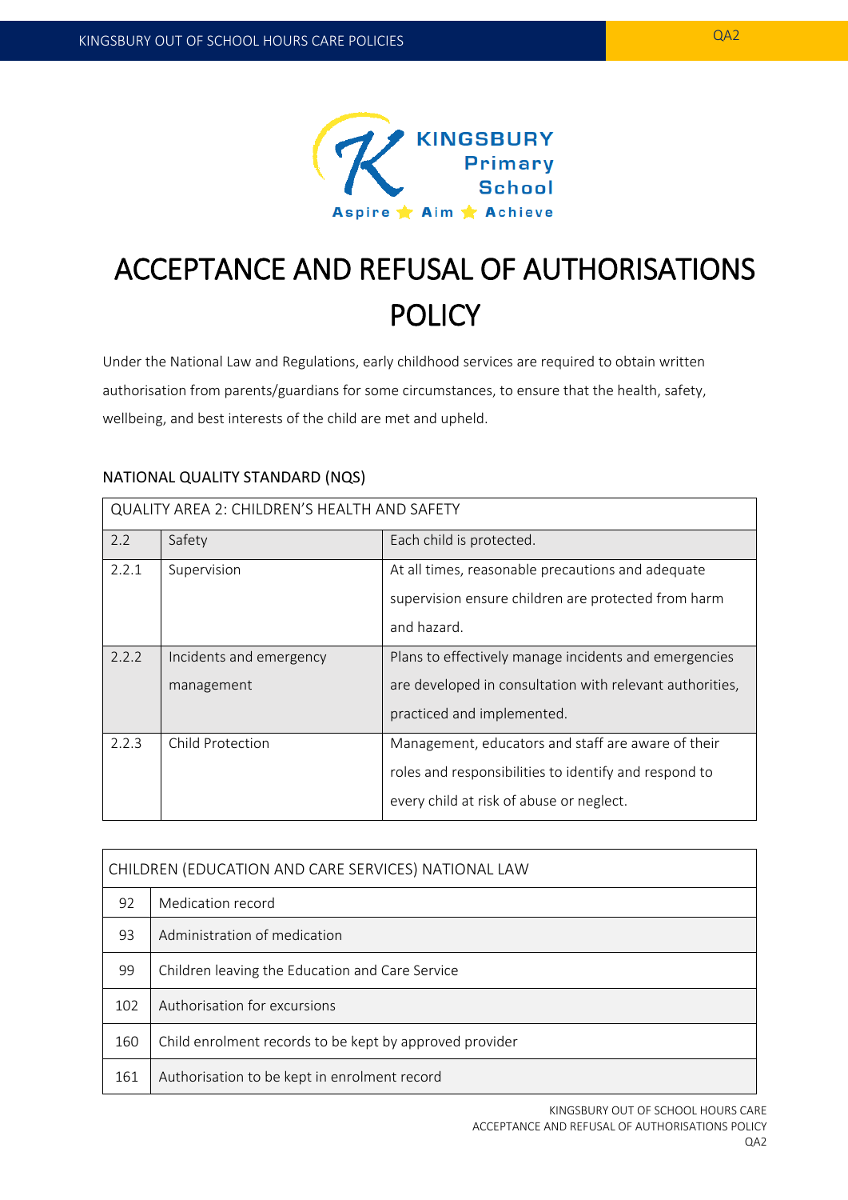# ACCEPTANCE AND REFUSAL OF AUTHORISATIONS POLICY

Under the National Law and Regulations, early childhood services are required to obtain written authorisation from parents/guardians for some circumstances, to ensure that the health, safety, wellbeing, and best interests of the child are met and upheld.

## NATIONAL QUALITY STANDARD (NQS)

| QUALITY AREA 2: CHILDREN'S HEALTH AND SAFETY | | |
|---|---|---|
| 2.2 | Safety | Each child is protected. |
| 2.2.1 | Supervision | At all times, reasonable precautions and adequate supervision ensure children are protected from harm and hazard. |
| 2.2.2 | Incidents and emergency management | Plans to effectively manage incidents and emergencies are developed in consultation with relevant authorities, practiced and implemented. |
| 2.2.3 | Child Protection | Management, educators and staff are aware of their roles and responsibilities to identify and respond to every child at risk of abuse or neglect. |

| CHILDREN (EDUCATION AND CARE SERVICES) NATIONAL LAW | |
|---|---|
| 92 | Medication record |
| 93 | Administration of medication |
| 99 | Children leaving the Education and Care Service |
| 102 | Authorisation for excursions |
| 160 | Child enrolment records to be kept by approved provider |
| 161 | Authorisation to be kept in enrolment record |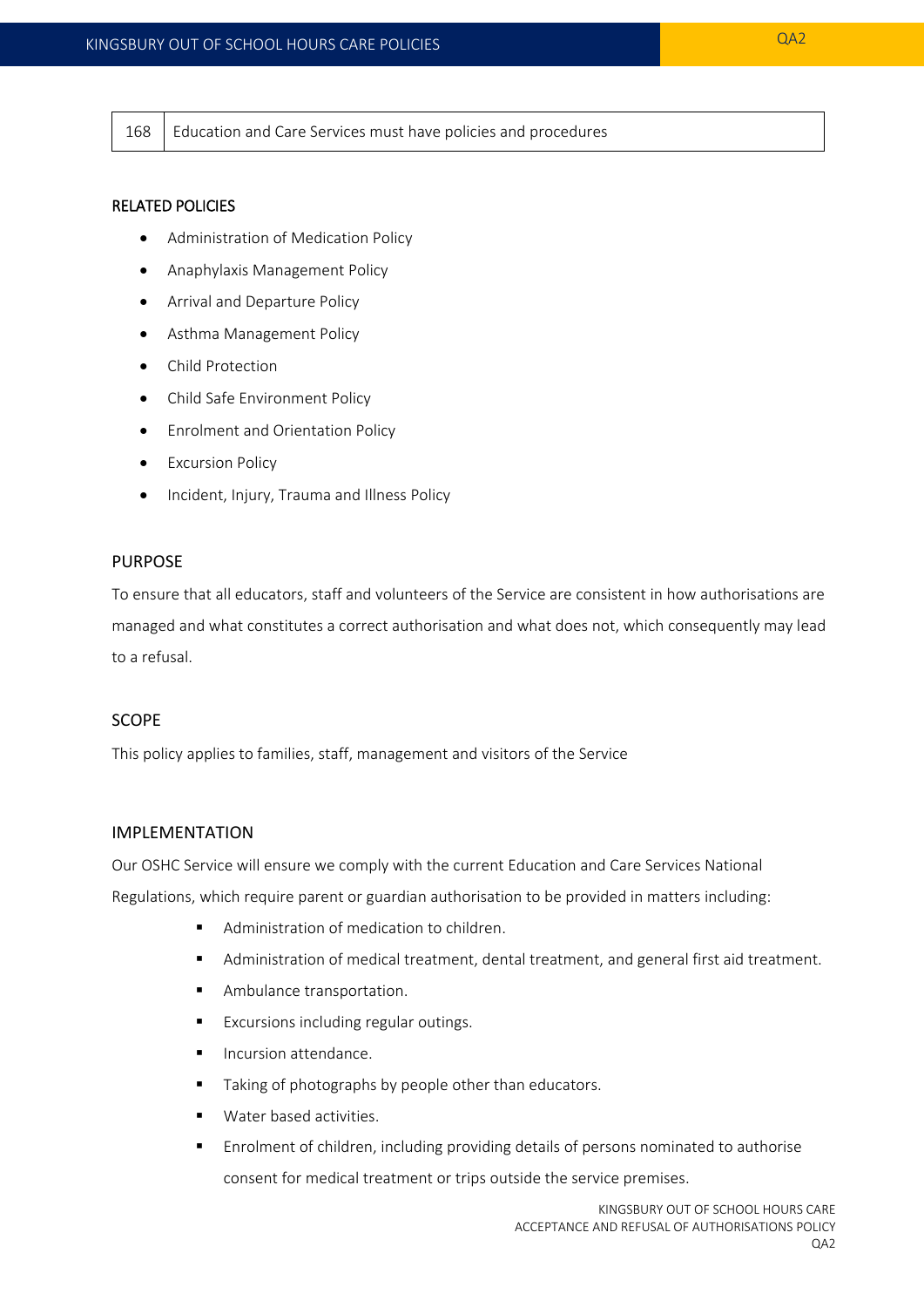| 168 | Education and Care Services must have policies and procedures |
|---|---|

## RELATED POLICIES

- Administration of Medication Policy
- Anaphylaxis Management Policy
- Arrival and Departure Policy
- Asthma Management Policy
- Child Protection
- Child Safe Environment Policy
- Enrolment and Orientation Policy
- Excursion Policy
- Incident, Injury, Trauma and Illness Policy

## PURPOSE

To ensure that all educators, staff and volunteers of the Service are consistent in how authorisations are managed and what constitutes a correct authorisation and what does not, which consequently may lead to a refusal.

## SCOPE

This policy applies to families, staff, management and visitors of the Service

## IMPLEMENTATION

Our OSHC Service will ensure we comply with the current Education and Care Services National Regulations, which require parent or guardian authorisation to be provided in matters including:

- Administration of medication to children.
- Administration of medical treatment, dental treatment, and general first aid treatment.
- Ambulance transportation.
- Excursions including regular outings.
- Incursion attendance.
- Taking of photographs by people other than educators.
- Water based activities.
- Enrolment of children, including providing details of persons nominated to authorise consent for medical treatment or trips outside the service premises.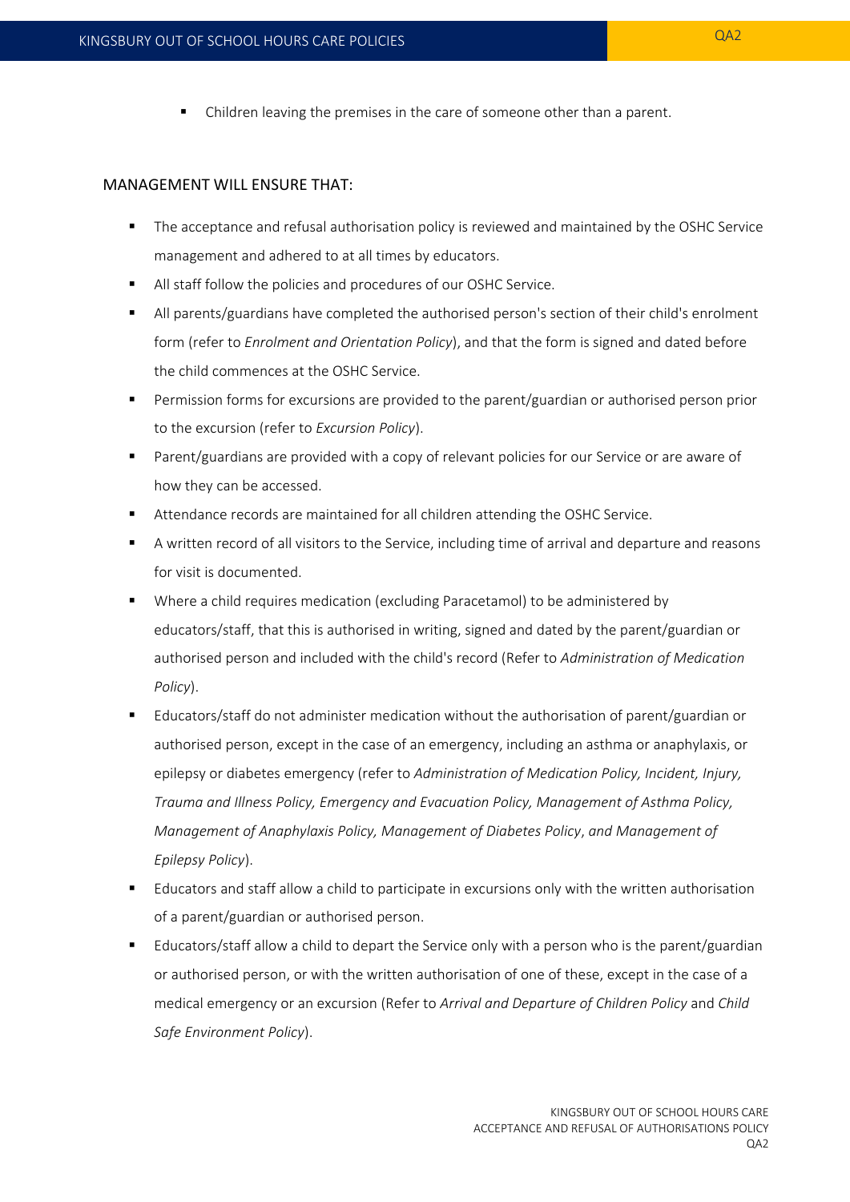- Children leaving the premises in the care of someone other than a parent.

MANAGEMENT WILL ENSURE THAT:

- The acceptance and refusal authorisation policy is reviewed and maintained by the OSHC Service management and adhered to at all times by educators.
- All staff follow the policies and procedures of our OSHC Service.
- All parents/guardians have completed the authorised person's section of their child's enrolment form (refer to *Enrolment and Orientation Policy*), and that the form is signed and dated before the child commences at the OSHC Service.
- Permission forms for excursions are provided to the parent/guardian or authorised person prior to the excursion (refer to *Excursion Policy*).
- Parent/guardians are provided with a copy of relevant policies for our Service or are aware of how they can be accessed.
- Attendance records are maintained for all children attending the OSHC Service.
- A written record of all visitors to the Service, including time of arrival and departure and reasons for visit is documented.
- Where a child requires medication (excluding Paracetamol) to be administered by educators/staff, that this is authorised in writing, signed and dated by the parent/guardian or authorised person and included with the child's record (Refer to *Administration of Medication Policy*).
- Educators/staff do not administer medication without the authorisation of parent/guardian or authorised person, except in the case of an emergency, including an asthma or anaphylaxis, or epilepsy or diabetes emergency (refer to *Administration of Medication Policy, Incident, Injury, Trauma and Illness Policy, Emergency and Evacuation Policy, Management of Asthma Policy, Management of Anaphylaxis Policy, Management of Diabetes Policy*, and *Management of Epilepsy Policy*).
- Educators and staff allow a child to participate in excursions only with the written authorisation of a parent/guardian or authorised person.
- Educators/staff allow a child to depart the Service only with a person who is the parent/guardian or authorised person, or with the written authorisation of one of these, except in the case of a medical emergency or an excursion (Refer to *Arrival and Departure of Children Policy* and *Child Safe Environment Policy*).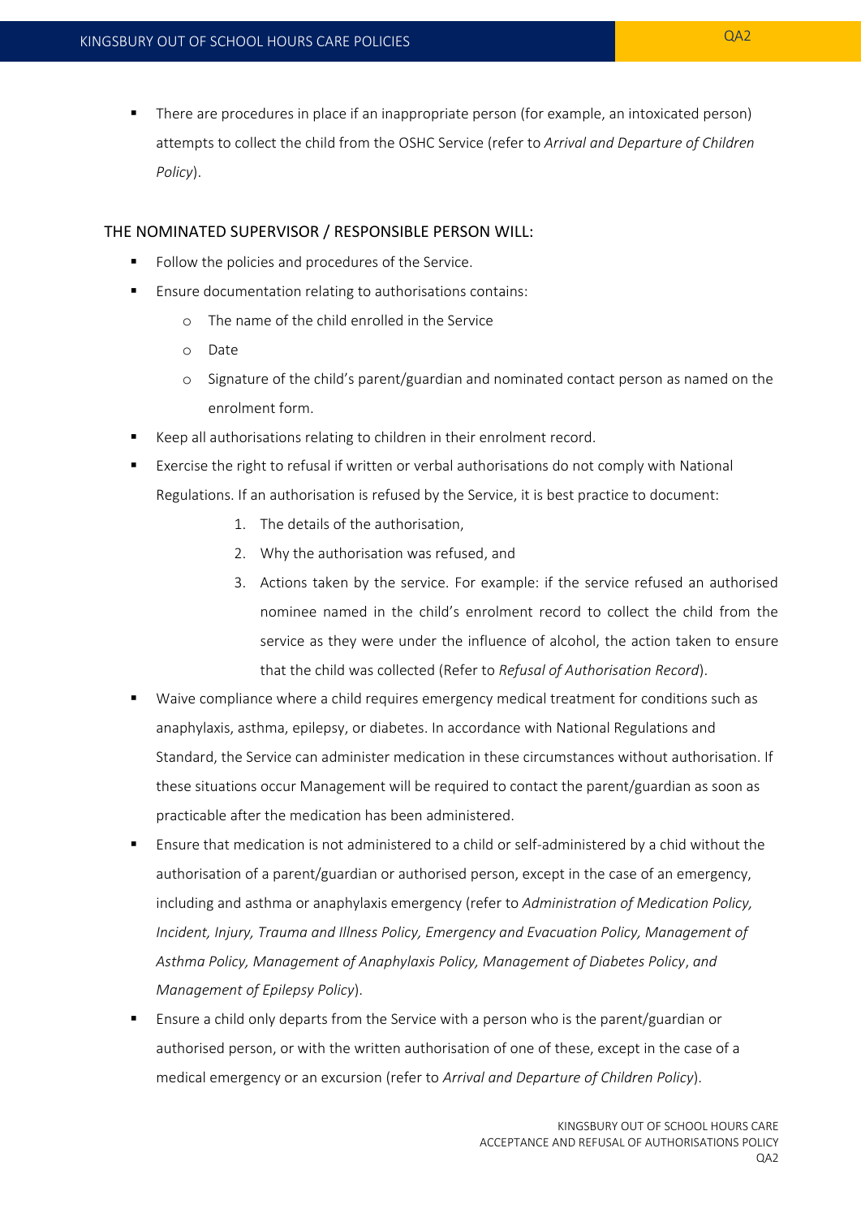- There are procedures in place if an inappropriate person (for example, an intoxicated person) attempts to collect the child from the OSHC Service (refer to *Arrival and Departure of Children Policy*).

## THE NOMINATED SUPERVISOR / RESPONSIBLE PERSON WILL:

- Follow the policies and procedures of the Service.
- Ensure documentation relating to authorisations contains:
    - The name of the child enrolled in the Service
    - Date
    - Signature of the child's parent/guardian and nominated contact person as named on the enrolment form.
- Keep all authorisations relating to children in their enrolment record.
- Exercise the right to refusal if written or verbal authorisations do not comply with National Regulations. If an authorisation is refused by the Service, it is best practice to document:
    1. The details of the authorisation,
    2. Why the authorisation was refused, and
    3. Actions taken by the service. For example: if the service refused an authorised nominee named in the child's enrolment record to collect the child from the service as they were under the influence of alcohol, the action taken to ensure that the child was collected (Refer to *Refusal of Authorisation Record*).
- Waive compliance where a child requires emergency medical treatment for conditions such as anaphylaxis, asthma, epilepsy, or diabetes. In accordance with National Regulations and Standard, the Service can administer medication in these circumstances without authorisation. If these situations occur Management will be required to contact the parent/guardian as soon as practicable after the medication has been administered.
- Ensure that medication is not administered to a child or self-administered by a chid without the authorisation of a parent/guardian or authorised person, except in the case of an emergency, including and asthma or anaphylaxis emergency (refer to *Administration of Medication Policy, Incident, Injury, Trauma and Illness Policy, Emergency and Evacuation Policy, Management of Asthma Policy, Management of Anaphylaxis Policy, Management of Diabetes Policy*, and *Management of Epilepsy Policy*).
- Ensure a child only departs from the Service with a person who is the parent/guardian or authorised person, or with the written authorisation of one of these, except in the case of a medical emergency or an excursion (refer to *Arrival and Departure of Children Policy*).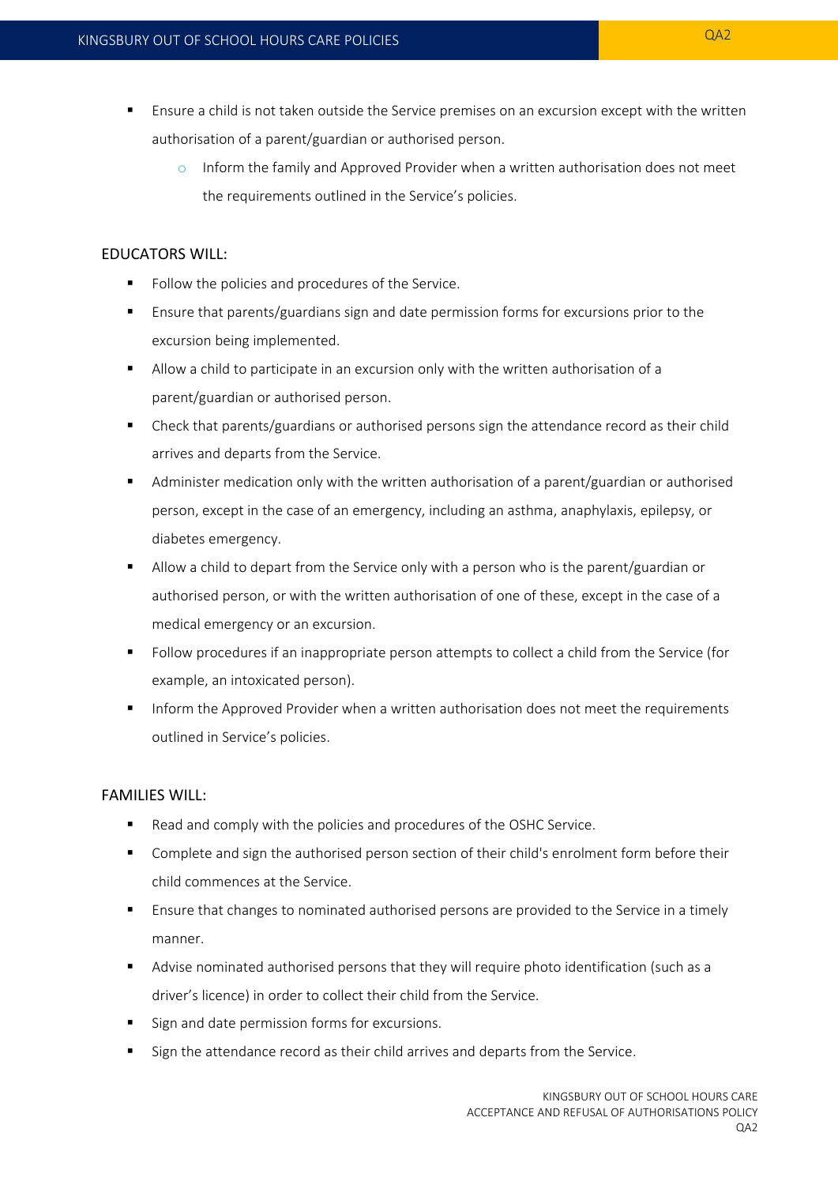- Ensure a child is not taken outside the Service premises on an excursion except with the written authorisation of a parent/guardian or authorised person.
    - Inform the family and Approved Provider when a written authorisation does not meet the requirements outlined in the Service's policies.

## EDUCATORS WILL:

- Follow the policies and procedures of the Service.
- Ensure that parents/guardians sign and date permission forms for excursions prior to the excursion being implemented.
- Allow a child to participate in an excursion only with the written authorisation of a parent/guardian or authorised person.
- Check that parents/guardians or authorised persons sign the attendance record as their child arrives and departs from the Service.
- Administer medication only with the written authorisation of a parent/guardian or authorised person, except in the case of an emergency, including an asthma, anaphylaxis, epilepsy, or diabetes emergency.
- Allow a child to depart from the Service only with a person who is the parent/guardian or authorised person, or with the written authorisation of one of these, except in the case of a medical emergency or an excursion.
- Follow procedures if an inappropriate person attempts to collect a child from the Service (for example, an intoxicated person).
- Inform the Approved Provider when a written authorisation does not meet the requirements outlined in Service's policies.

## FAMILIES WILL:

- Read and comply with the policies and procedures of the OSHC Service.
- Complete and sign the authorised person section of their child's enrolment form before their child commences at the Service.
- Ensure that changes to nominated authorised persons are provided to the Service in a timely manner.
- Advise nominated authorised persons that they will require photo identification (such as a driver's licence) in order to collect their child from the Service.
- Sign and date permission forms for excursions.
- Sign the attendance record as their child arrives and departs from the Service.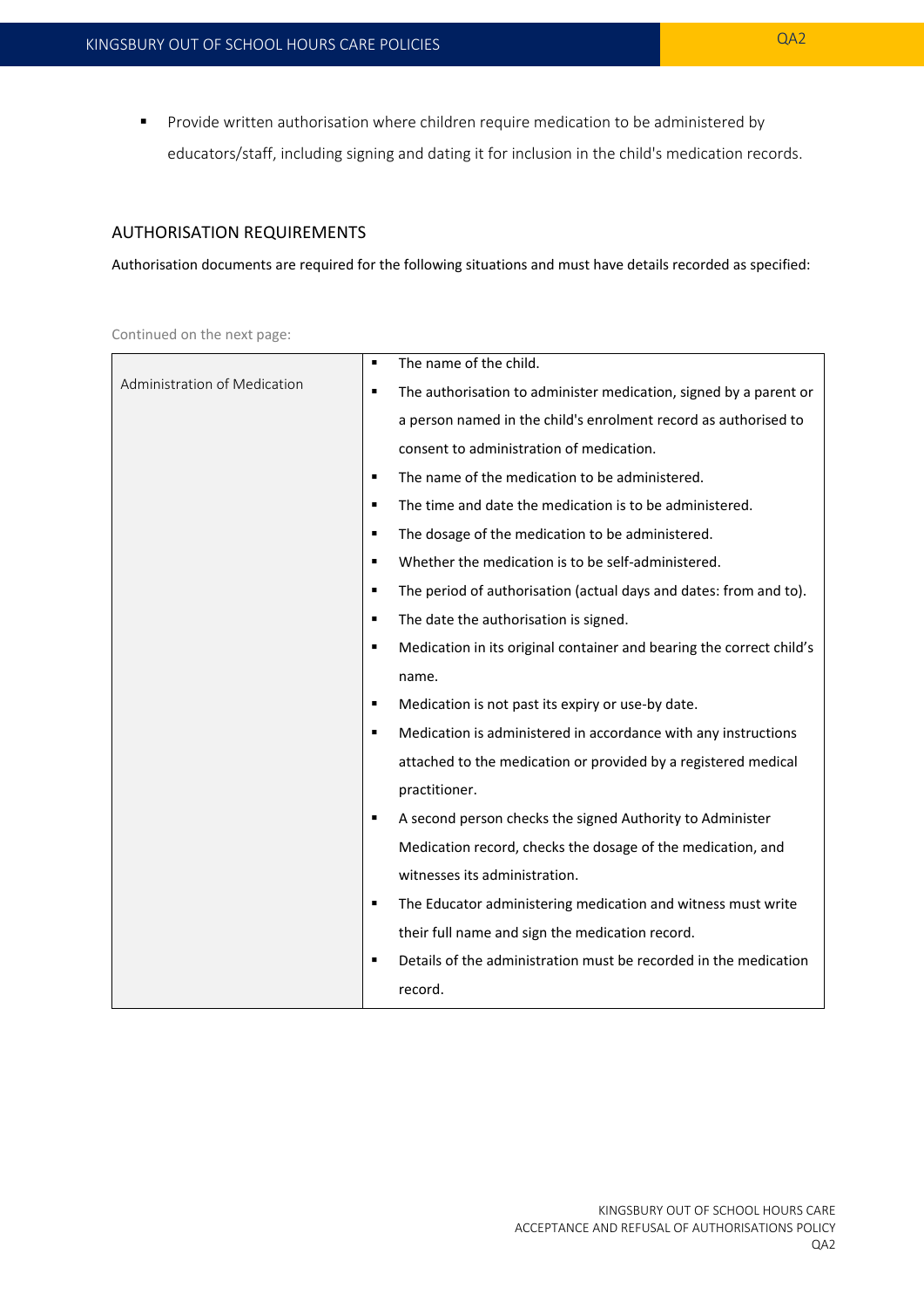- Provide written authorisation where children require medication to be administered by educators/staff, including signing and dating it for inclusion in the child's medication records.

## AUTHORISATION REQUIREMENTS

Authorisation documents are required for the following situations and must have details recorded as specified:

Continued on the next page:

| | |
|---|---|
| Administration of Medication | ▪ The name of the child.<br>▪ The authorisation to administer medication, signed by a parent or a person named in the child's enrolment record as authorised to consent to administration of medication.<br>▪ The name of the medication to be administered.<br>▪ The time and date the medication is to be administered.<br>▪ The dosage of the medication to be administered.<br>▪ Whether the medication is to be self-administered.<br>▪ The period of authorisation (actual days and dates: from and to).<br>▪ The date the authorisation is signed.<br>▪ Medication in its original container and bearing the correct child's name.<br>▪ Medication is not past its expiry or use-by date.<br>▪ Medication is administered in accordance with any instructions attached to the medication or provided by a registered medical practitioner.<br>▪ A second person checks the signed Authority to Administer Medication record, checks the dosage of the medication, and witnesses its administration.<br>▪ The Educator administering medication and witness must write their full name and sign the medication record.<br>▪ Details of the administration must be recorded in the medication record. |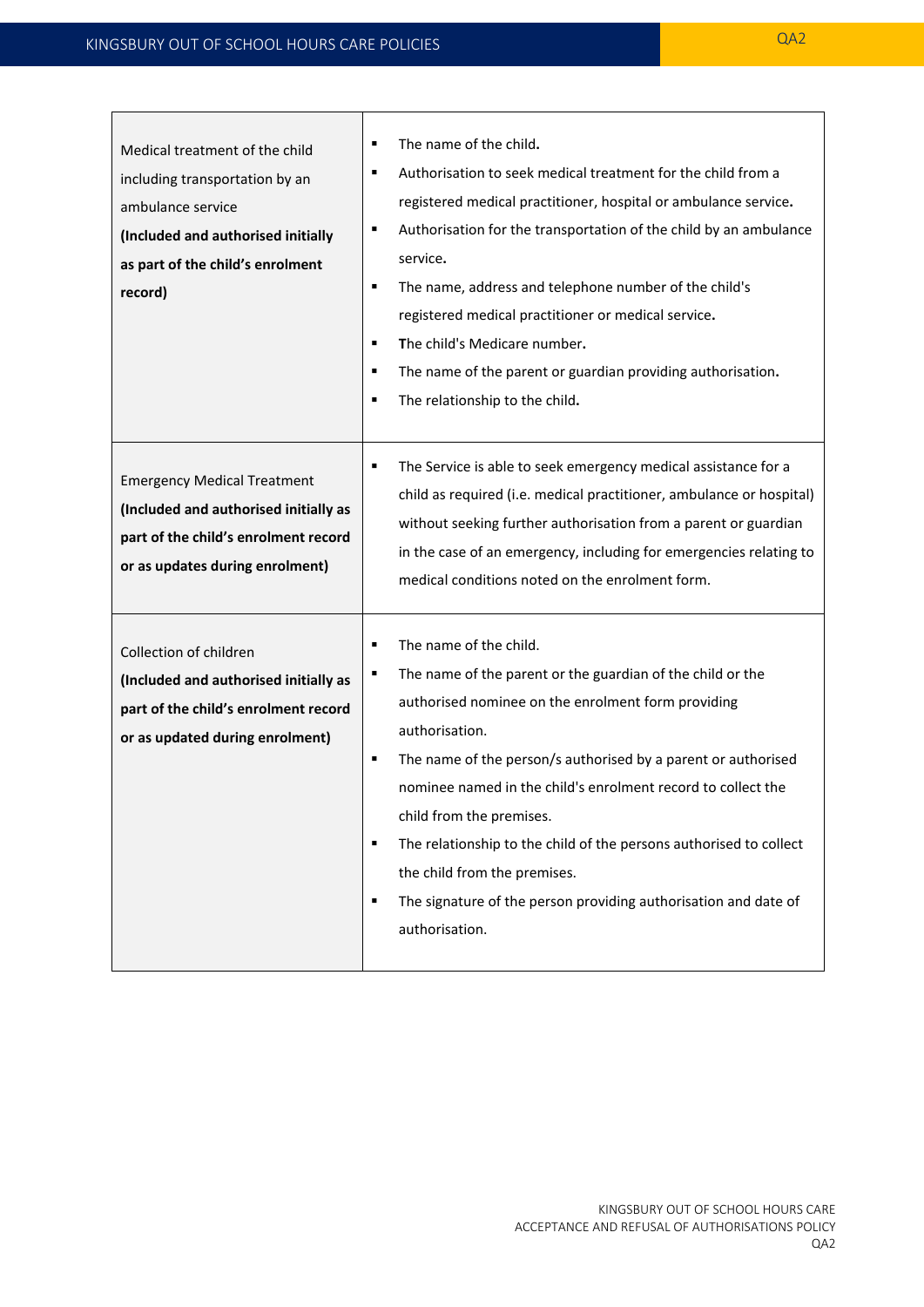| | |
|---|---|
| Medical treatment of the child including transportation by an ambulance service **(Included and authorised initially as part of the child's enrolment record)** | ▪ The name of the child.<br>▪ Authorisation to seek medical treatment for the child from a registered medical practitioner, hospital or ambulance service.<br>▪ Authorisation for the transportation of the child by an ambulance service.<br>▪ The name, address and telephone number of the child's registered medical practitioner or medical service.<br>▪ The child's Medicare number.<br>▪ The name of the parent or guardian providing authorisation.<br>▪ The relationship to the child. |
| Emergency Medical Treatment **(Included and authorised initially as part of the child's enrolment record or as updates during enrolment)** | ▪ The Service is able to seek emergency medical assistance for a child as required (i.e. medical practitioner, ambulance or hospital) without seeking further authorisation from a parent or guardian in the case of an emergency, including for emergencies relating to medical conditions noted on the enrolment form. |
| Collection of children **(Included and authorised initially as part of the child's enrolment record or as updated during enrolment)** | ▪ The name of the child.<br>▪ The name of the parent or the guardian of the child or the authorised nominee on the enrolment form providing authorisation.<br>▪ The name of the person/s authorised by a parent or authorised nominee named in the child's enrolment record to collect the child from the premises.<br>▪ The relationship to the child of the persons authorised to collect the child from the premises.<br>▪ The signature of the person providing authorisation and date of authorisation. |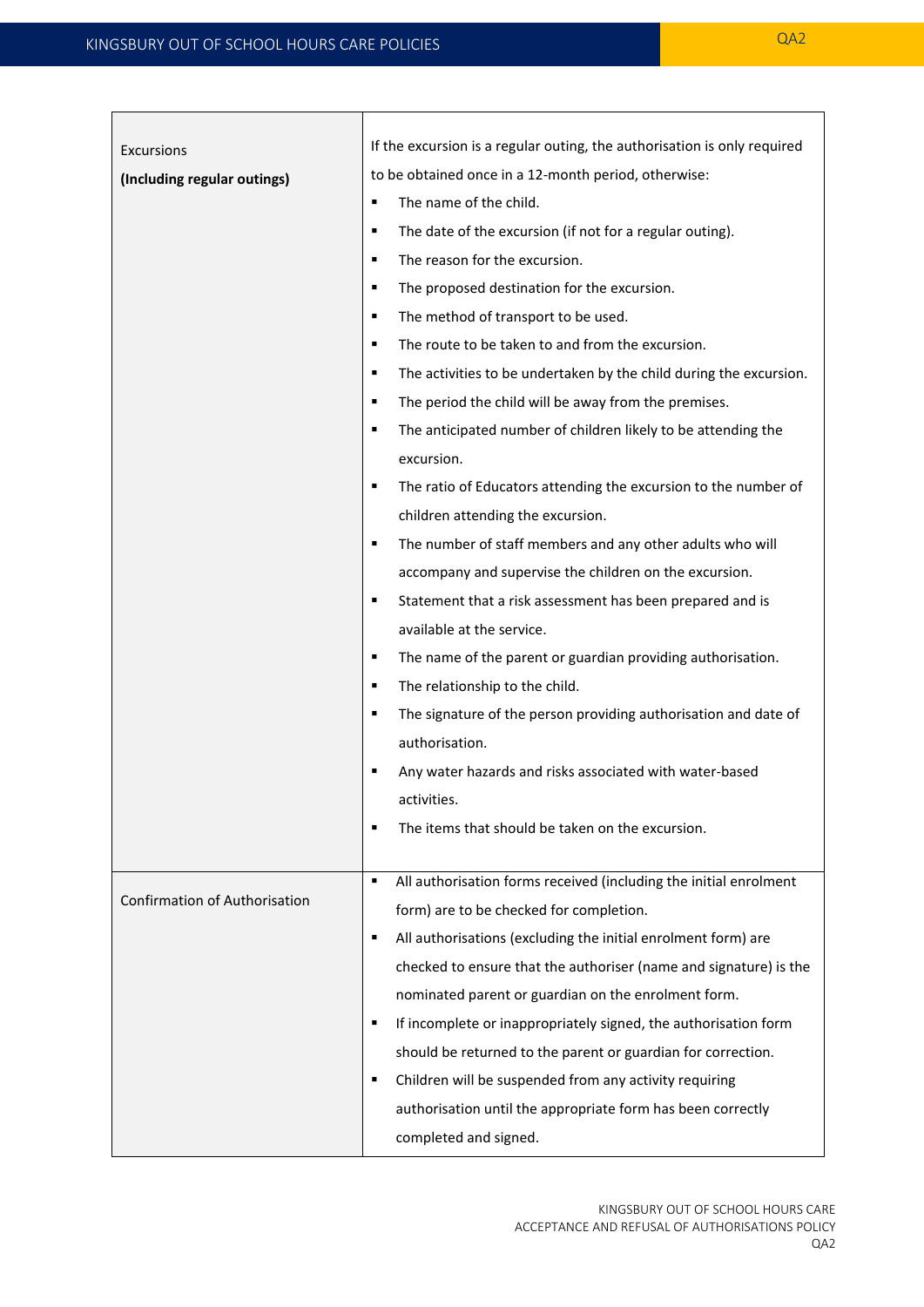| Excursions **(Including regular outings)** | If the excursion is a regular outing, the authorisation is only required to be obtained once in a 12-month period, otherwise:<br>▪ The name of the child.<br>▪ The date of the excursion (if not for a regular outing).<br>▪ The reason for the excursion.<br>▪ The proposed destination for the excursion.<br>▪ The method of transport to be used.<br>▪ The route to be taken to and from the excursion.<br>▪ The activities to be undertaken by the child during the excursion.<br>▪ The period the child will be away from the premises.<br>▪ The anticipated number of children likely to be attending the excursion.<br>▪ The ratio of Educators attending the excursion to the number of children attending the excursion.<br>▪ The number of staff members and any other adults who will accompany and supervise the children on the excursion.<br>▪ Statement that a risk assessment has been prepared and is available at the service.<br>▪ The name of the parent or guardian providing authorisation.<br>▪ The relationship to the child.<br>▪ The signature of the person providing authorisation and date of authorisation.<br>▪ Any water hazards and risks associated with water-based activities.<br>▪ The items that should be taken on the excursion. |
|---|---|
| Confirmation of Authorisation | ▪ All authorisation forms received (including the initial enrolment form) are to be checked for completion.<br>▪ All authorisations (excluding the initial enrolment form) are checked to ensure that the authoriser (name and signature) is the nominated parent or guardian on the enrolment form.<br>▪ If incomplete or inappropriately signed, the authorisation form should be returned to the parent or guardian for correction.<br>▪ Children will be suspended from any activity requiring authorisation until the appropriate form has been correctly completed and signed. |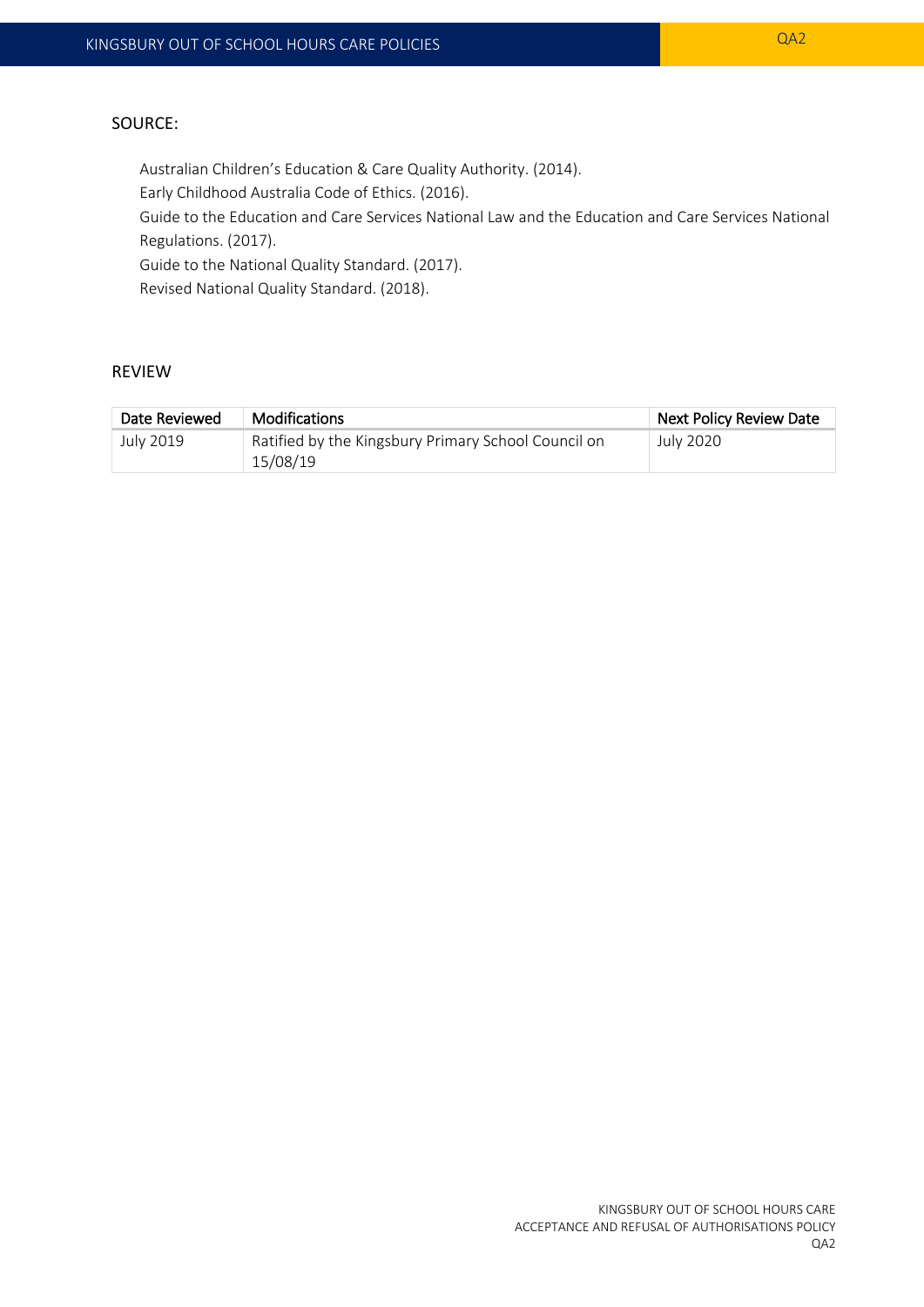## SOURCE:

Australian Children's Education & Care Quality Authority. (2014).
Early Childhood Australia Code of Ethics. (2016).
Guide to the Education and Care Services National Law and the Education and Care Services National Regulations. (2017).
Guide to the National Quality Standard. (2017).
Revised National Quality Standard. (2018).

## REVIEW

| Date Reviewed | Modifications | Next Policy Review Date |
|---|---|---|
| July 2019 | Ratified by the Kingsbury Primary School Council on 15/08/19 | July 2020 |